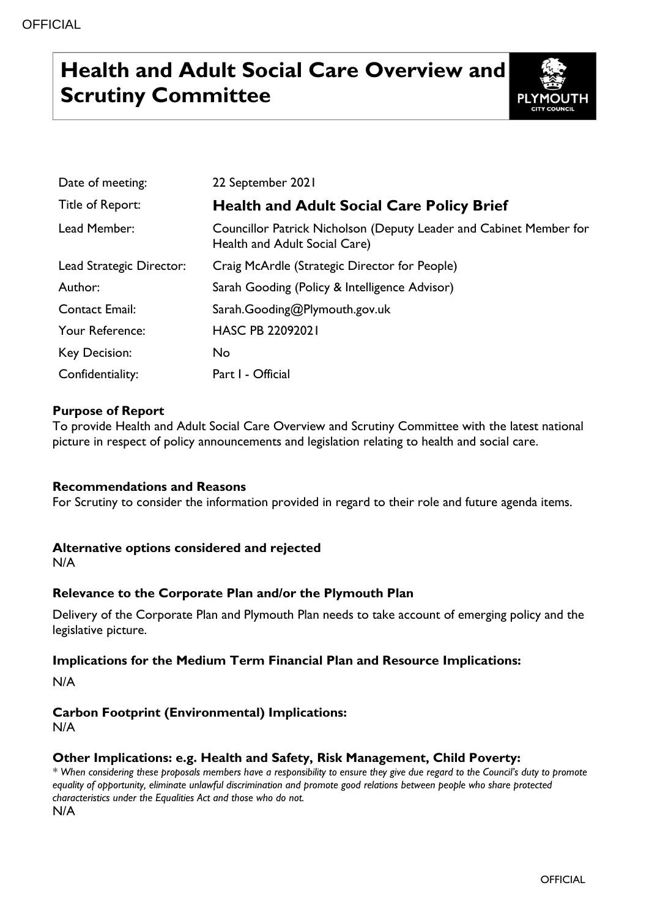# Health and Adult Social Care Overview and Scrutiny Committee

| | |
|---|---|
| Date of meeting: | 22 September 2021 |
| Title of Report: | **Health and Adult Social Care Policy Brief** |
| Lead Member: | Councillor Patrick Nicholson (Deputy Leader and Cabinet Member for Health and Adult Social Care) |
| Lead Strategic Director: | Craig McArdle (Strategic Director for People) |
| Author: | Sarah Gooding (Policy & Intelligence Advisor) |
| Contact Email: | Sarah.Gooding@Plymouth.gov.uk |
| Your Reference: | HASC PB 22092021 |
| Key Decision: | No |
| Confidentiality: | Part I - Official |

**Purpose of Report**

To provide Health and Adult Social Care Overview and Scrutiny Committee with the latest national picture in respect of policy announcements and legislation relating to health and social care.

**Recommendations and Reasons**

For Scrutiny to consider the information provided in regard to their role and future agenda items.

**Alternative options considered and rejected**

N/A

**Relevance to the Corporate Plan and/or the Plymouth Plan**

Delivery of the Corporate Plan and Plymouth Plan needs to take account of emerging policy and the legislative picture.

**Implications for the Medium Term Financial Plan and Resource Implications:**

N/A

**Carbon Footprint (Environmental) Implications:**

N/A

**Other Implications: e.g. Health and Safety, Risk Management, Child Poverty:**

*\* When considering these proposals members have a responsibility to ensure they give due regard to the Council's duty to promote equality of opportunity, eliminate unlawful discrimination and promote good relations between people who share protected characteristics under the Equalities Act and those who do not.*

N/A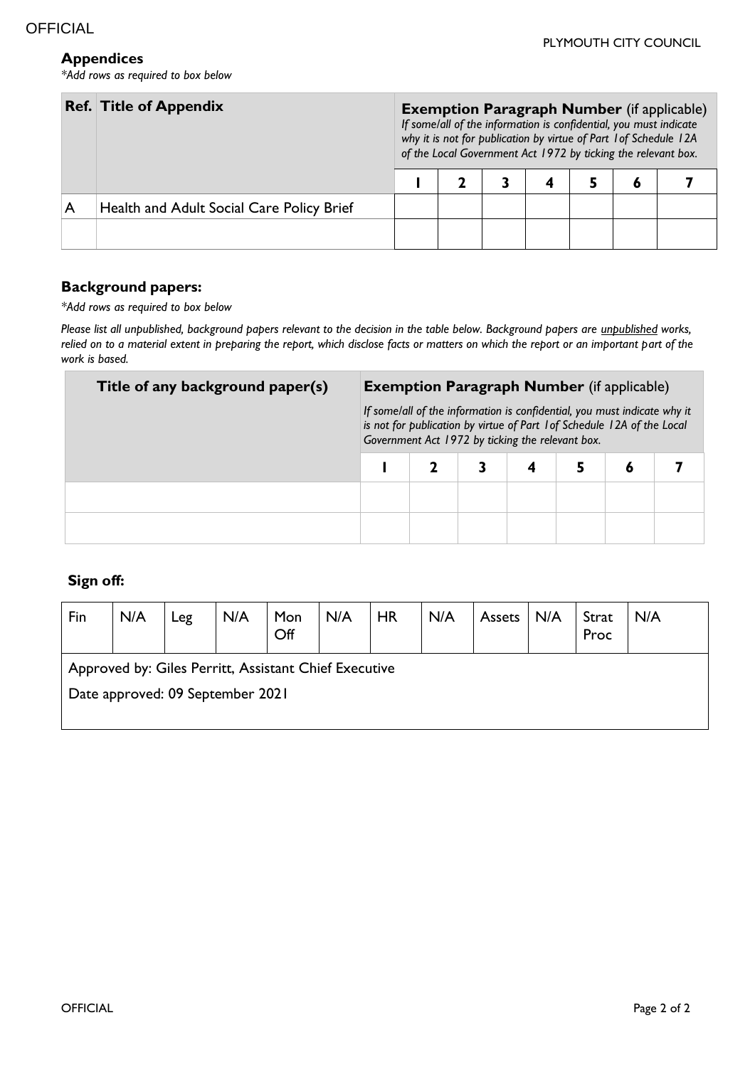## Appendices

*\*Add rows as required to box below*

| Ref. | Title of Appendix | Exemption Paragraph Number (if applicable) *If some/all of the information is confidential, you must indicate why it is not for publication by virtue of Part 1of Schedule 12A of the Local Government Act 1972 by ticking the relevant box.* | | | | | | |
|---|---|---|---|---|---|---|---|---|
| | | 1 | 2 | 3 | 4 | 5 | 6 | 7 |
| A | Health and Adult Social Care Policy Brief | | | | | | | |
| | | | | | | | | |

## Background papers:

*\*Add rows as required to box below*

*Please list all unpublished, background papers relevant to the decision in the table below. Background papers are unpublished works, relied on to a material extent in preparing the report, which disclose facts or matters on which the report or an important part of the work is based.*

| Title of any background paper(s) | Exemption Paragraph Number (if applicable) *If some/all of the information is confidential, you must indicate why it is not for publication by virtue of Part 1of Schedule 12A of the Local Government Act 1972 by ticking the relevant box.* | | | | | | |
|---|---|---|---|---|---|---|---|
| | 1 | 2 | 3 | 4 | 5 | 6 | 7 |
| | | | | | | | |
| | | | | | | | |

## Sign off:

| Fin | N/A | Leg | N/A | Mon Off | N/A | HR | N/A | Assets | N/A | Strat Proc | N/A |
|---|---|---|---|---|---|---|---|---|---|---|---|
| Approved by: Giles Perritt, Assistant Chief Executive | | | | | | | | | | | |
| Date approved: 09 September 2021 | | | | | | | | | | | |